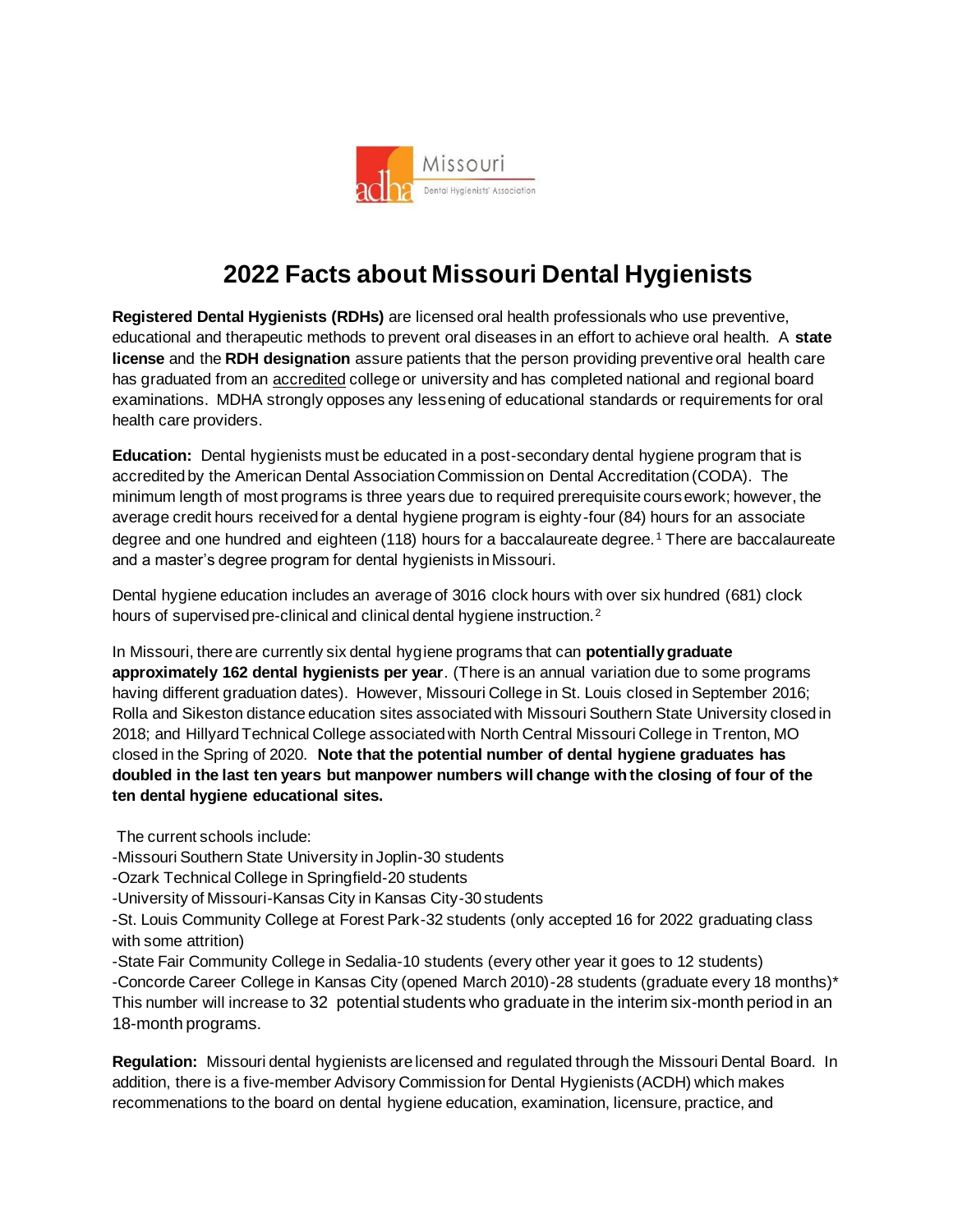# 2022 Facts about Missouri Dental Hygienists

**Registered Dental Hygienists (RDHs)** are licensed oral health professionals who use preventive, educational and therapeutic methods to prevent oral diseases in an effort to achieve oral health. A **state license** and the **RDH designation** assure patients that the person providing preventive oral health care has graduated from an accredited college or university and has completed national and regional board examinations. MDHA strongly opposes any lessening of educational standards or requirements for oral health care providers.

**Education:** Dental hygienists must be educated in a post-secondary dental hygiene program that is accredited by the American Dental Association Commission on Dental Accreditation (CODA). The minimum length of most programs is three years due to required prerequisite coursework; however, the average credit hours received for a dental hygiene program is eighty-four (84) hours for an associate degree and one hundred and eighteen (118) hours for a baccalaureate degree.[1] There are baccalaureate and a master's degree program for dental hygienists in Missouri.

Dental hygiene education includes an average of 3016 clock hours with over six hundred (681) clock hours of supervised pre-clinical and clinical dental hygiene instruction.[2]

In Missouri, there are currently six dental hygiene programs that can **potentially graduate approximately 162 dental hygienists per year**. (There is an annual variation due to some programs having different graduation dates). However, Missouri College in St. Louis closed in September 2016; Rolla and Sikeston distance education sites associated with Missouri Southern State University closed in 2018; and Hillyard Technical College associated with North Central Missouri College in Trenton, MO closed in the Spring of 2020. **Note that the potential number of dental hygiene graduates has doubled in the last ten years but manpower numbers will change with the closing of four of the ten dental hygiene educational sites.**

The current schools include:

-Missouri Southern State University in Joplin-30 students
-Ozark Technical College in Springfield-20 students
-University of Missouri-Kansas City in Kansas City-30 students
-St. Louis Community College at Forest Park-32 students (only accepted 16 for 2022 graduating class with some attrition)
-State Fair Community College in Sedalia-10 students (every other year it goes to 12 students)
-Concorde Career College in Kansas City (opened March 2010)-28 students (graduate every 18 months)*
This number will increase to 32 potential students who graduate in the interim six-month period in an 18-month programs.

**Regulation:** Missouri dental hygienists are licensed and regulated through the Missouri Dental Board. In addition, there is a five-member Advisory Commission for Dental Hygienists (ACDH) which makes recommenations to the board on dental hygiene education, examination, licensure, practice, and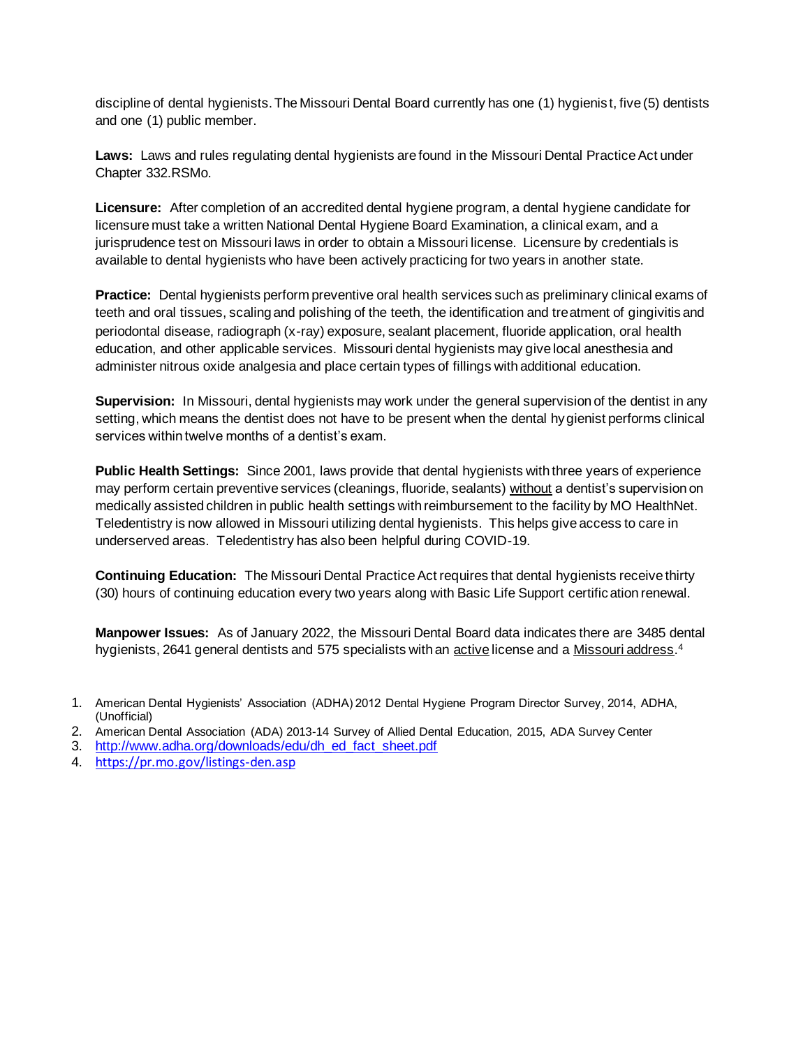discipline of dental hygienists. The Missouri Dental Board currently has one (1) hygienist, five (5) dentists and one (1) public member.

**Laws:** Laws and rules regulating dental hygienists are found in the Missouri Dental Practice Act under Chapter 332.RSMo.

**Licensure:** After completion of an accredited dental hygiene program, a dental hygiene candidate for licensure must take a written National Dental Hygiene Board Examination, a clinical exam, and a jurisprudence test on Missouri laws in order to obtain a Missouri license. Licensure by credentials is available to dental hygienists who have been actively practicing for two years in another state.

**Practice:** Dental hygienists perform preventive oral health services such as preliminary clinical exams of teeth and oral tissues, scaling and polishing of the teeth, the identification and treatment of gingivitis and periodontal disease, radiograph (x-ray) exposure, sealant placement, fluoride application, oral health education, and other applicable services. Missouri dental hygienists may give local anesthesia and administer nitrous oxide analgesia and place certain types of fillings with additional education.

**Supervision:** In Missouri, dental hygienists may work under the general supervision of the dentist in any setting, which means the dentist does not have to be present when the dental hygienist performs clinical services within twelve months of a dentist's exam.

**Public Health Settings:** Since 2001, laws provide that dental hygienists with three years of experience may perform certain preventive services (cleanings, fluoride, sealants) <u>without</u> a dentist's supervision on medically assisted children in public health settings with reimbursement to the facility by MO HealthNet. Teledentistry is now allowed in Missouri utilizing dental hygienists. This helps give access to care in underserved areas. Teledentistry has also been helpful during COVID-19.

**Continuing Education:** The Missouri Dental Practice Act requires that dental hygienists receive thirty (30) hours of continuing education every two years along with Basic Life Support certification renewal.

**Manpower Issues:** As of January 2022, the Missouri Dental Board data indicates there are 3485 dental hygienists, 2641 general dentists and 575 specialists with an <u>active</u> license and a <u>Missouri address</u>.[4]

1. American Dental Hygienists' Association (ADHA) 2012 Dental Hygiene Program Director Survey, 2014, ADHA, (Unofficial)
2. American Dental Association (ADA) 2013-14 Survey of Allied Dental Education, 2015, ADA Survey Center
3. http://www.adha.org/downloads/edu/dh_ed_fact_sheet.pdf
4. https://pr.mo.gov/listings-den.asp